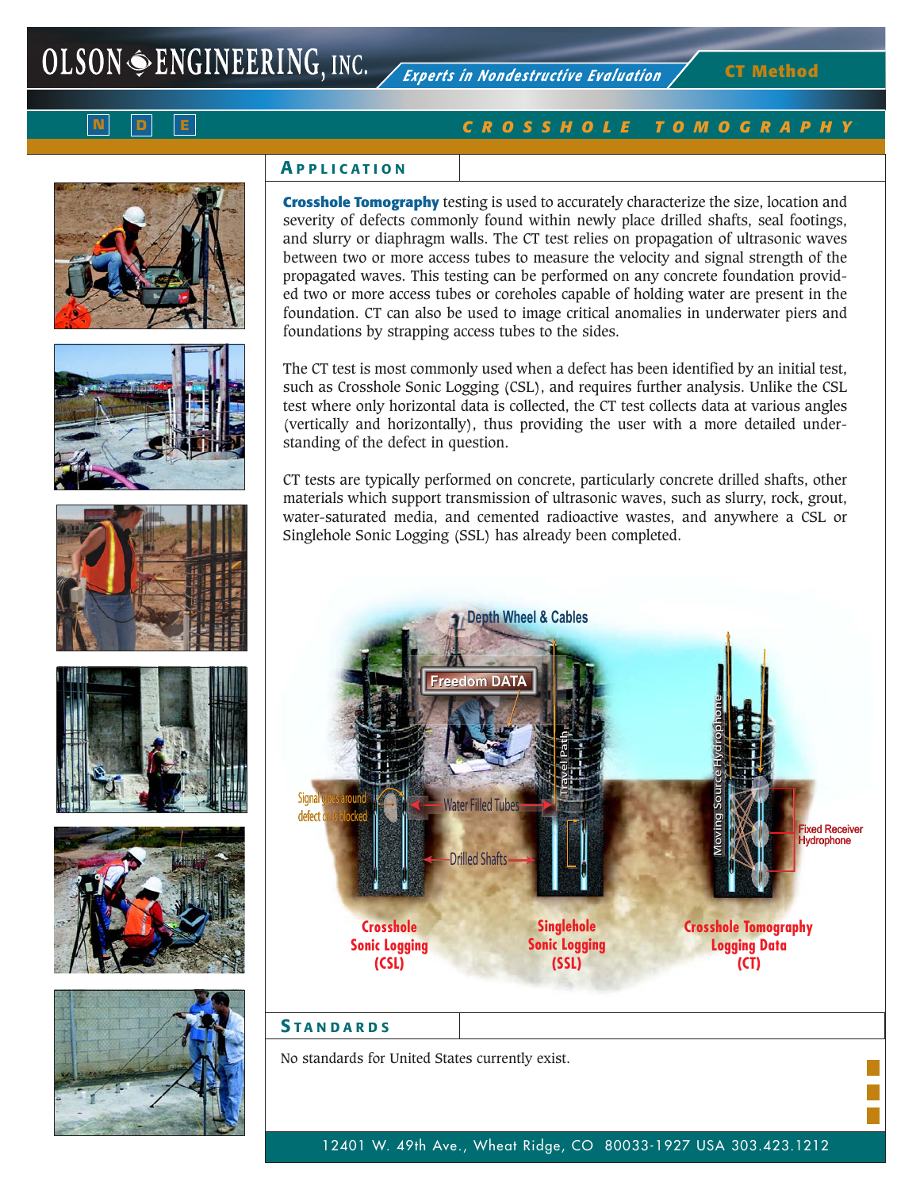# OLSON ENGINEERING, INC.

*Experts in Nondestructive Evaluation*

**CT Method**

N D E

## CROSSHOLE TOMOGRAPHY

## APPLICATION

**Crosshole Tomography** testing is used to accurately characterize the size, location and severity of defects commonly found within newly place drilled shafts, seal footings, and slurry or diaphragm walls. The CT test relies on propagation of ultrasonic waves between two or more access tubes to measure the velocity and signal strength of the propagated waves. This testing can be performed on any concrete foundation provided two or more access tubes or coreholes capable of holding water are present in the foundation. CT can also be used to image critical anomalies in underwater piers and foundations by strapping access tubes to the sides.

The CT test is most commonly used when a defect has been identified by an initial test, such as Crosshole Sonic Logging (CSL), and requires further analysis. Unlike the CSL test where only horizontal data is collected, the CT test collects data at various angles (vertically and horizontally), thus providing the user with a more detailed understanding of the defect in question.

CT tests are typically performed on concrete, particularly concrete drilled shafts, other materials which support transmission of ultrasonic waves, such as slurry, rock, grout, water-saturated media, and cemented radioactive wastes, and anywhere a CSL or Singlehole Sonic Logging (SSL) has already been completed.

Depth Wheel & Cables

Freedom DATA

Signal goes around defect or is blocked

Water Filled Tubes

Drilled Shafts

Travel Path

Moving Source Hydrophone

Fixed Receiver Hydrophone

Crosshole Sonic Logging (CSL)

Singlehole Sonic Logging (SSL)

Crosshole Tomography Logging Data (CT)

## STANDARDS

No standards for United States currently exist.

12401 W. 49th Ave., Wheat Ridge, CO 80033-1927 USA 303.423.1212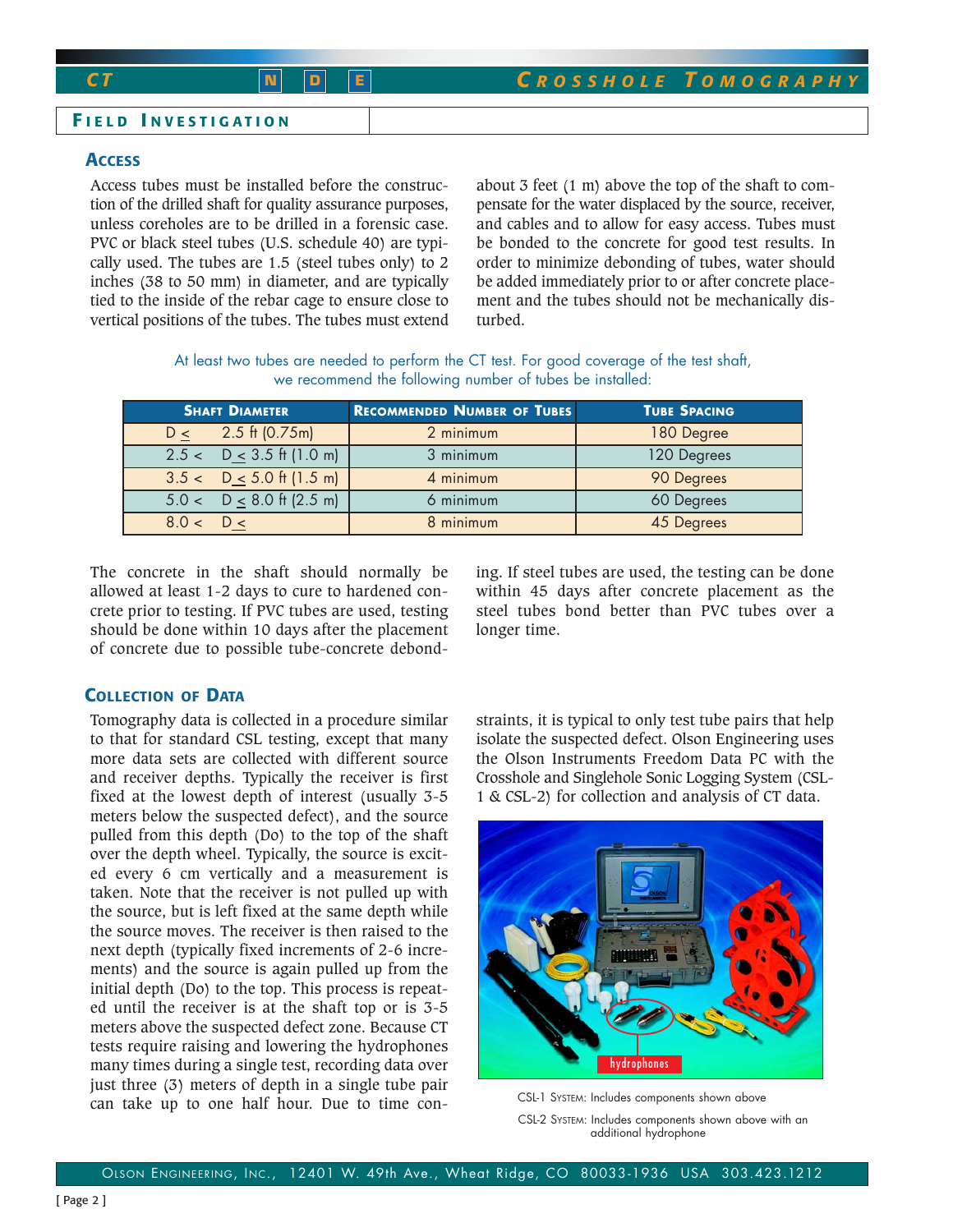## FIELD INVESTIGATION

### ACCESS

Access tubes must be installed before the construction of the drilled shaft for quality assurance purposes, unless coreholes are to be drilled in a forensic case. PVC or black steel tubes (U.S. schedule 40) are typically used. The tubes are 1.5 (steel tubes only) to 2 inches (38 to 50 mm) in diameter, and are typically tied to the inside of the rebar cage to ensure close to vertical positions of the tubes. The tubes must extend about 3 feet (1 m) above the top of the shaft to compensate for the water displaced by the source, receiver, and cables and to allow for easy access. Tubes must be bonded to the concrete for good test results. In order to minimize debonding of tubes, water should be added immediately prior to or after concrete placement and the tubes should not be mechanically disturbed.

At least two tubes are needed to perform the CT test. For good coverage of the test shaft, we recommend the following number of tubes be installed:

| SHAFT DIAMETER | RECOMMENDED NUMBER OF TUBES | TUBE SPACING |
|---|---|---|
| D ≤ 2.5 ft (0.75m) | 2 minimum | 180 Degree |
| 2.5 < D ≤ 3.5 ft (1.0 m) | 3 minimum | 120 Degrees |
| 3.5 < D ≤ 5.0 ft (1.5 m) | 4 minimum | 90 Degrees |
| 5.0 < D ≤ 8.0 ft (2.5 m) | 6 minimum | 60 Degrees |
| 8.0 < D ≤ | 8 minimum | 45 Degrees |

The concrete in the shaft should normally be allowed at least 1-2 days to cure to hardened concrete prior to testing. If PVC tubes are used, testing should be done within 10 days after the placement of concrete due to possible tube-concrete debonding. If steel tubes are used, the testing can be done within 45 days after concrete placement as the steel tubes bond better than PVC tubes over a longer time.

### COLLECTION OF DATA

Tomography data is collected in a procedure similar to that for standard CSL testing, except that many more data sets are collected with different source and receiver depths. Typically the receiver is first fixed at the lowest depth of interest (usually 3-5 meters below the suspected defect), and the source pulled from this depth (Do) to the top of the shaft over the depth wheel. Typically, the source is excited every 6 cm vertically and a measurement is taken. Note that the receiver is not pulled up with the source, but is left fixed at the same depth while the source moves. The receiver is then raised to the next depth (typically fixed increments of 2-6 increments) and the source is again pulled up from the initial depth (Do) to the top. This process is repeated until the receiver is at the shaft top or is 3-5 meters above the suspected defect zone. Because CT tests require raising and lowering the hydrophones many times during a single test, recording data over just three (3) meters of depth in a single tube pair can take up to one half hour. Due to time constraints, it is typical to only test tube pairs that help isolate the suspected defect. Olson Engineering uses the Olson Instruments Freedom Data PC with the Crosshole and Singlehole Sonic Logging System (CSL-1 & CSL-2) for collection and analysis of CT data.

hydrophones

CSL-1 SYSTEM: Includes components shown above

CSL-2 SYSTEM: Includes components shown above with an additional hydrophone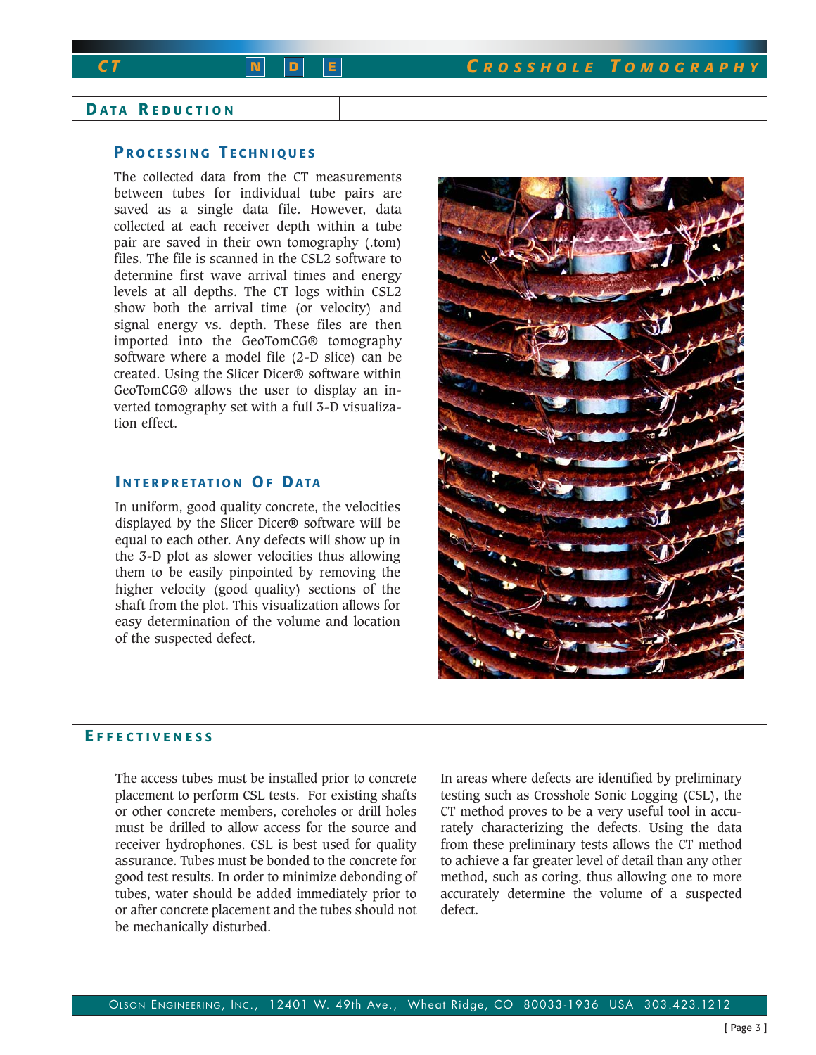## Data Reduction

### Processing Techniques

The collected data from the CT measurements between tubes for individual tube pairs are saved as a single data file. However, data collected at each receiver depth within a tube pair are saved in their own tomography (.tom) files. The file is scanned in the CSL2 software to determine first wave arrival times and energy levels at all depths. The CT logs within CSL2 show both the arrival time (or velocity) and signal energy vs. depth. These files are then imported into the GeoTomCG® tomography software where a model file (2-D slice) can be created. Using the Slicer Dicer® software within GeoTomCG® allows the user to display an inverted tomography set with a full 3-D visualization effect.

### Interpretation Of Data

In uniform, good quality concrete, the velocities displayed by the Slicer Dicer® software will be equal to each other. Any defects will show up in the 3-D plot as slower velocities thus allowing them to be easily pinpointed by removing the higher velocity (good quality) sections of the shaft from the plot. This visualization allows for easy determination of the volume and location of the suspected defect.

## Effectiveness

The access tubes must be installed prior to concrete placement to perform CSL tests. For existing shafts or other concrete members, coreholes or drill holes must be drilled to allow access for the source and receiver hydrophones. CSL is best used for quality assurance. Tubes must be bonded to the concrete for good test results. In order to minimize debonding of tubes, water should be added immediately prior to or after concrete placement and the tubes should not be mechanically disturbed.

In areas where defects are identified by preliminary testing such as Crosshole Sonic Logging (CSL), the CT method proves to be a very useful tool in accurately characterizing the defects. Using the data from these preliminary tests allows the CT method to achieve a far greater level of detail than any other method, such as coring, thus allowing one to more accurately determine the volume of a suspected defect.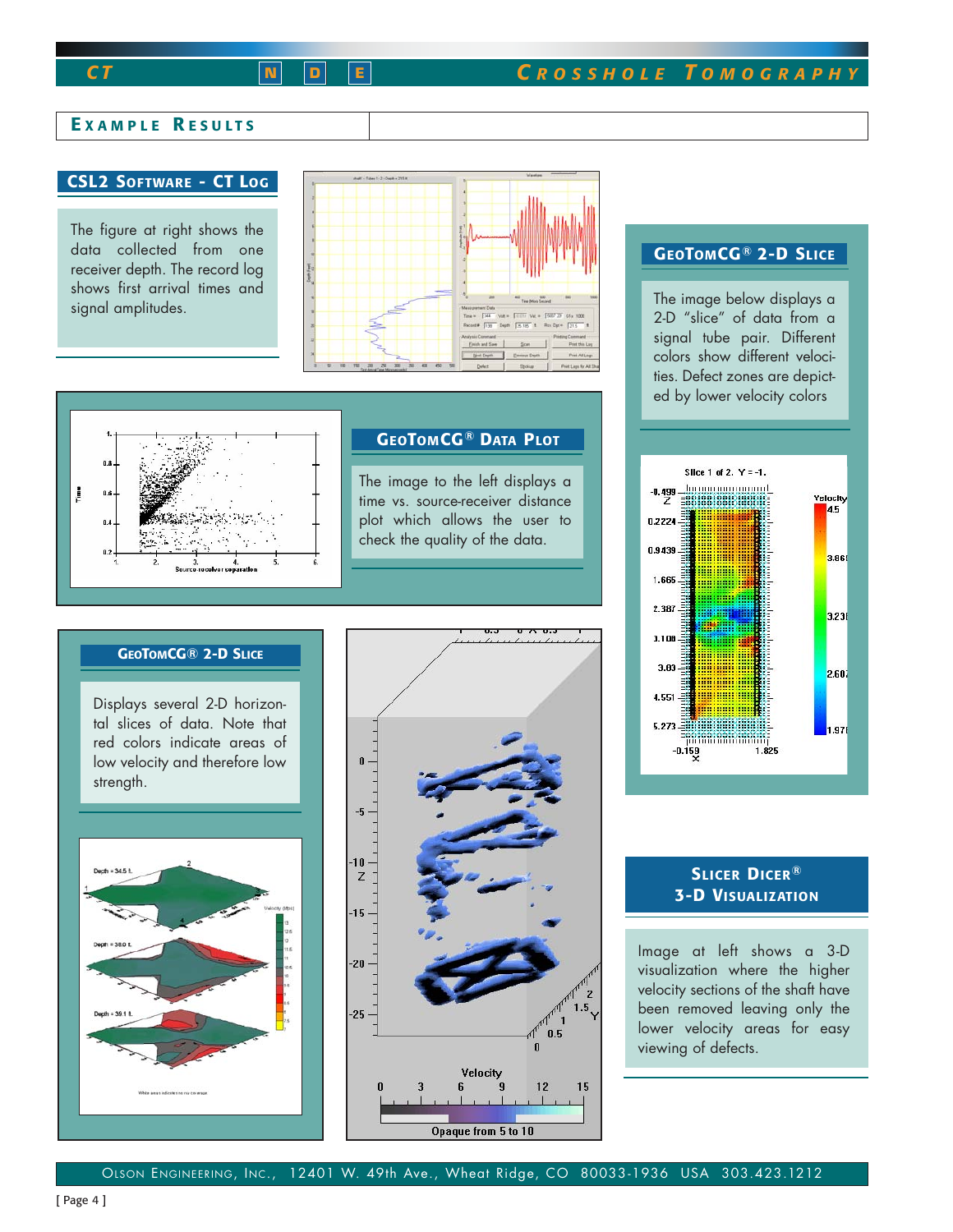## Example Results

### CSL2 Software - CT Log

The figure at right shows the data collected from one receiver depth. The record log shows first arrival times and signal amplitudes.

### GeoTomCG® Data Plot

The image to the left displays a time vs. source-receiver distance plot which allows the user to check the quality of the data.

### GeoTomCG® 2-D Slice

The image below displays a 2-D "slice" of data from a signal tube pair. Different colors show different velocities. Defect zones are depicted by lower velocity colors

### GeoTomCG® 2-D Slice

Displays several 2-D horizontal slices of data. Note that red colors indicate areas of low velocity and therefore low strength.

### Slicer Dicer® 3-D Visualization

Image at left shows a 3-D visualization where the higher velocity sections of the shaft have been removed leaving only the lower velocity areas for easy viewing of defects.

Olson Engineering, Inc., 12401 W. 49th Ave., Wheat Ridge, CO 80033-1936 USA 303.423.1212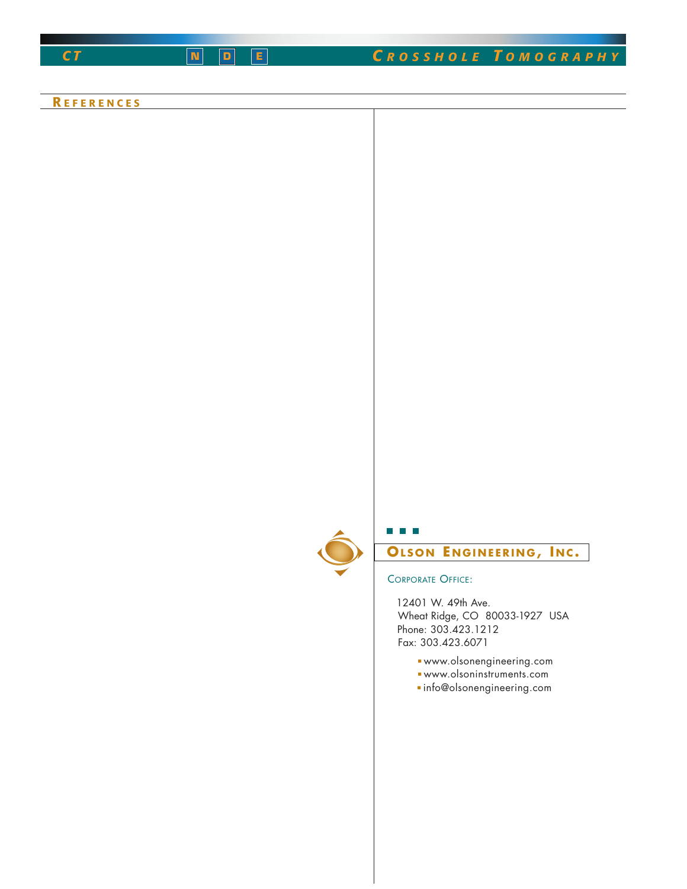## References

**Olson Engineering, Inc.**

Corporate Office:

12401 W. 49th Ave.
Wheat Ridge, CO 80033-1927 USA
Phone: 303.423.1212
Fax: 303.423.6071

- www.olsonengineering.com
- www.olsoninstruments.com
- info@olsonengineering.com